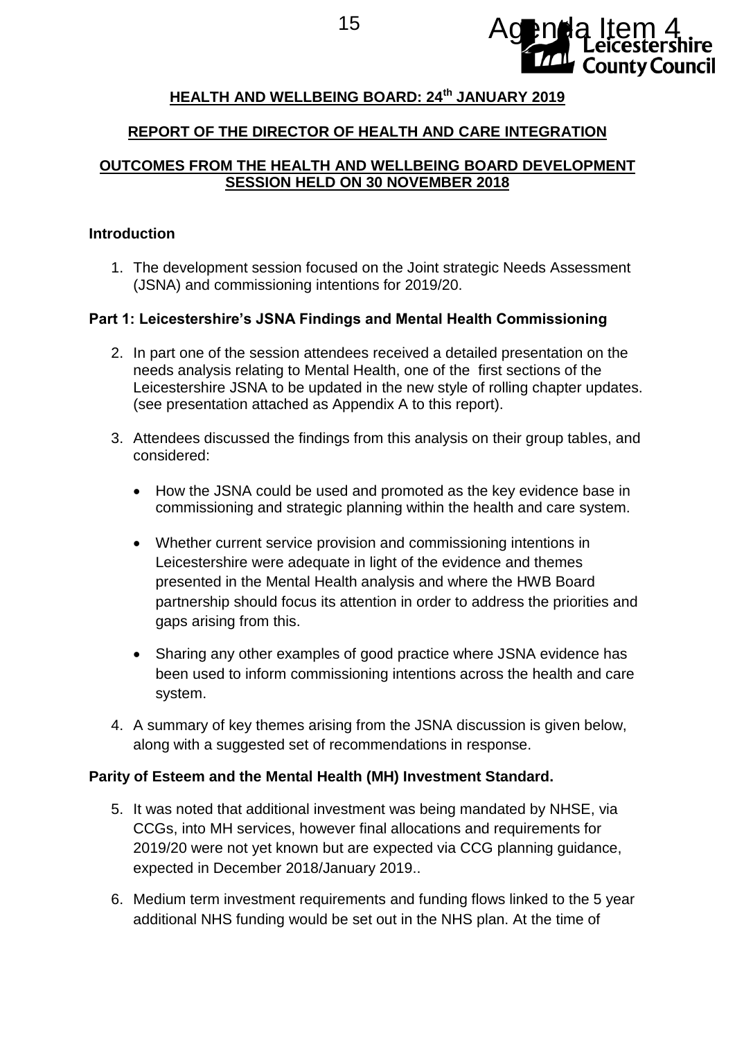Agenda Item 4

## HEALTH AND WELLBEING BOARD: 24th JANUARY 2019

## REPORT OF THE DIRECTOR OF HEALTH AND CARE INTEGRATION

## OUTCOMES FROM THE HEALTH AND WELLBEING BOARD DEVELOPMENT SESSION HELD ON 30 NOVEMBER 2018

### Introduction

1. The development session focused on the Joint strategic Needs Assessment (JSNA) and commissioning intentions for 2019/20.

### Part 1: Leicestershire's JSNA Findings and Mental Health Commissioning

2. In part one of the session attendees received a detailed presentation on the needs analysis relating to Mental Health, one of the first sections of the Leicestershire JSNA to be updated in the new style of rolling chapter updates. (see presentation attached as Appendix A to this report).

3. Attendees discussed the findings from this analysis on their group tables, and considered:

   - How the JSNA could be used and promoted as the key evidence base in commissioning and strategic planning within the health and care system.
   - Whether current service provision and commissioning intentions in Leicestershire were adequate in light of the evidence and themes presented in the Mental Health analysis and where the HWB Board partnership should focus its attention in order to address the priorities and gaps arising from this.
   - Sharing any other examples of good practice where JSNA evidence has been used to inform commissioning intentions across the health and care system.

4. A summary of key themes arising from the JSNA discussion is given below, along with a suggested set of recommendations in response.

### Parity of Esteem and the Mental Health (MH) Investment Standard.

5. It was noted that additional investment was being mandated by NHSE, via CCGs, into MH services, however final allocations and requirements for 2019/20 were not yet known but are expected via CCG planning guidance, expected in December 2018/January 2019..

6. Medium term investment requirements and funding flows linked to the 5 year additional NHS funding would be set out in the NHS plan. At the time of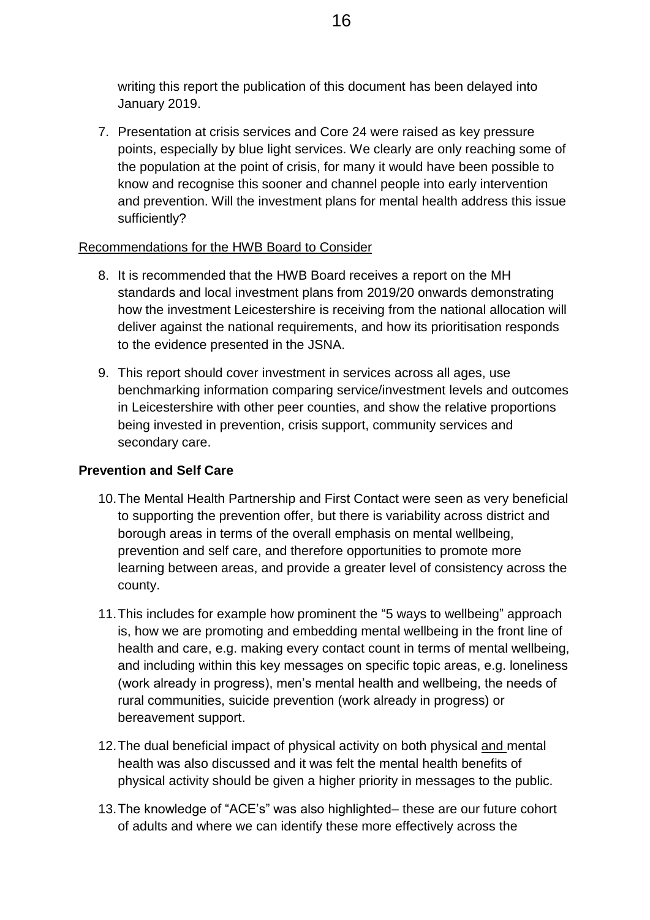writing this report the publication of this document has been delayed into January 2019.

7. Presentation at crisis services and Core 24 were raised as key pressure points, especially by blue light services. We clearly are only reaching some of the population at the point of crisis, for many it would have been possible to know and recognise this sooner and channel people into early intervention and prevention. Will the investment plans for mental health address this issue sufficiently?

Recommendations for the HWB Board to Consider

8. It is recommended that the HWB Board receives a report on the MH standards and local investment plans from 2019/20 onwards demonstrating how the investment Leicestershire is receiving from the national allocation will deliver against the national requirements, and how its prioritisation responds to the evidence presented in the JSNA.

9. This report should cover investment in services across all ages, use benchmarking information comparing service/investment levels and outcomes in Leicestershire with other peer counties, and show the relative proportions being invested in prevention, crisis support, community services and secondary care.

**Prevention and Self Care**

10. The Mental Health Partnership and First Contact were seen as very beneficial to supporting the prevention offer, but there is variability across district and borough areas in terms of the overall emphasis on mental wellbeing, prevention and self care, and therefore opportunities to promote more learning between areas, and provide a greater level of consistency across the county.

11. This includes for example how prominent the "5 ways to wellbeing" approach is, how we are promoting and embedding mental wellbeing in the front line of health and care, e.g. making every contact count in terms of mental wellbeing, and including within this key messages on specific topic areas, e.g. loneliness (work already in progress), men's mental health and wellbeing, the needs of rural communities, suicide prevention (work already in progress) or bereavement support.

12. The dual beneficial impact of physical activity on both physical and mental health was also discussed and it was felt the mental health benefits of physical activity should be given a higher priority in messages to the public.

13. The knowledge of "ACE's" was also highlighted– these are our future cohort of adults and where we can identify these more effectively across the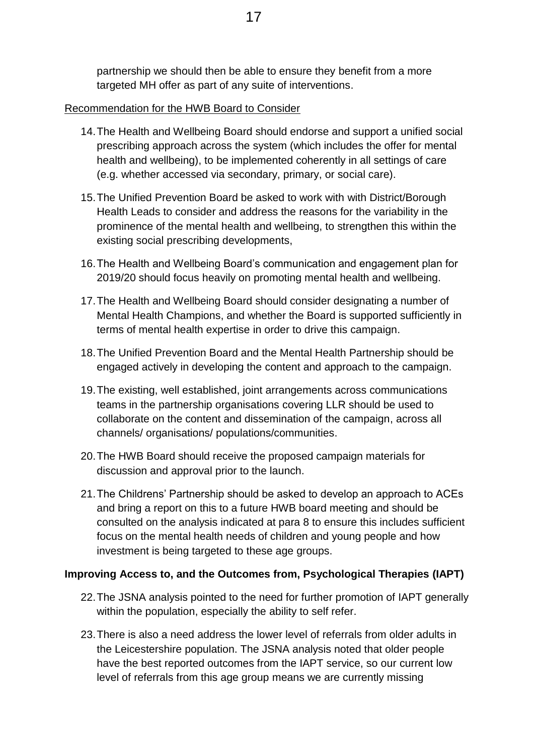partnership we should then be able to ensure they benefit from a more targeted MH offer as part of any suite of interventions.

<u>Recommendation for the HWB Board to Consider</u>

14. The Health and Wellbeing Board should endorse and support a unified social prescribing approach across the system (which includes the offer for mental health and wellbeing), to be implemented coherently in all settings of care (e.g. whether accessed via secondary, primary, or social care).

15. The Unified Prevention Board be asked to work with with District/Borough Health Leads to consider and address the reasons for the variability in the prominence of the mental health and wellbeing, to strengthen this within the existing social prescribing developments,

16. The Health and Wellbeing Board's communication and engagement plan for 2019/20 should focus heavily on promoting mental health and wellbeing.

17. The Health and Wellbeing Board should consider designating a number of Mental Health Champions, and whether the Board is supported sufficiently in terms of mental health expertise in order to drive this campaign.

18. The Unified Prevention Board and the Mental Health Partnership should be engaged actively in developing the content and approach to the campaign.

19. The existing, well established, joint arrangements across communications teams in the partnership organisations covering LLR should be used to collaborate on the content and dissemination of the campaign, across all channels/ organisations/ populations/communities.

20. The HWB Board should receive the proposed campaign materials for discussion and approval prior to the launch.

21. The Childrens' Partnership should be asked to develop an approach to ACEs and bring a report on this to a future HWB board meeting and should be consulted on the analysis indicated at para 8 to ensure this includes sufficient focus on the mental health needs of children and young people and how investment is being targeted to these age groups.

**Improving Access to, and the Outcomes from, Psychological Therapies (IAPT)**

22. The JSNA analysis pointed to the need for further promotion of IAPT generally within the population, especially the ability to self refer.

23. There is also a need address the lower level of referrals from older adults in the Leicestershire population. The JSNA analysis noted that older people have the best reported outcomes from the IAPT service, so our current low level of referrals from this age group means we are currently missing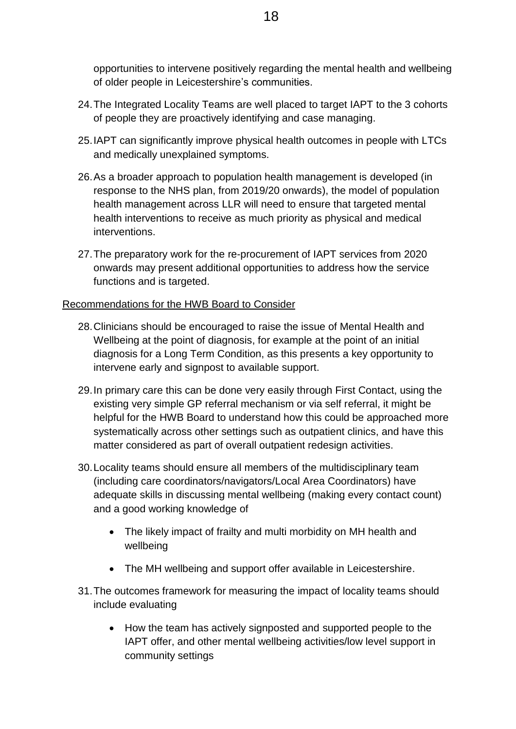opportunities to intervene positively regarding the mental health and wellbeing of older people in Leicestershire's communities.

24. The Integrated Locality Teams are well placed to target IAPT to the 3 cohorts of people they are proactively identifying and case managing.

25. IAPT can significantly improve physical health outcomes in people with LTCs and medically unexplained symptoms.

26. As a broader approach to population health management is developed (in response to the NHS plan, from 2019/20 onwards), the model of population health management across LLR will need to ensure that targeted mental health interventions to receive as much priority as physical and medical interventions.

27. The preparatory work for the re-procurement of IAPT services from 2020 onwards may present additional opportunities to address how the service functions and is targeted.

<u>Recommendations for the HWB Board to Consider</u>

28. Clinicians should be encouraged to raise the issue of Mental Health and Wellbeing at the point of diagnosis, for example at the point of an initial diagnosis for a Long Term Condition, as this presents a key opportunity to intervene early and signpost to available support.

29. In primary care this can be done very easily through First Contact, using the existing very simple GP referral mechanism or via self referral, it might be helpful for the HWB Board to understand how this could be approached more systematically across other settings such as outpatient clinics, and have this matter considered as part of overall outpatient redesign activities.

30. Locality teams should ensure all members of the multidisciplinary team (including care coordinators/navigators/Local Area Coordinators) have adequate skills in discussing mental wellbeing (making every contact count) and a good working knowledge of

    - The likely impact of frailty and multi morbidity on MH health and wellbeing
    - The MH wellbeing and support offer available in Leicestershire.

31. The outcomes framework for measuring the impact of locality teams should include evaluating

    - How the team has actively signposted and supported people to the IAPT offer, and other mental wellbeing activities/low level support in community settings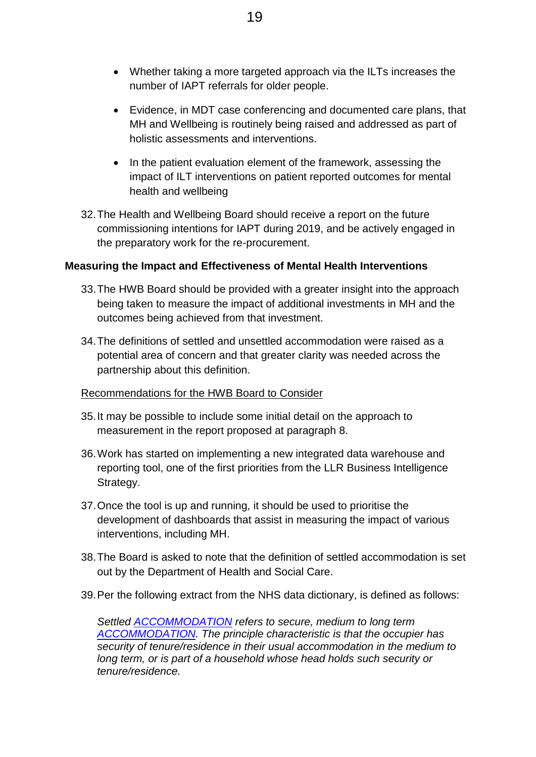- Whether taking a more targeted approach via the ILTs increases the number of IAPT referrals for older people.

- Evidence, in MDT case conferencing and documented care plans, that MH and Wellbeing is routinely being raised and addressed as part of holistic assessments and interventions.

- In the patient evaluation element of the framework, assessing the impact of ILT interventions on patient reported outcomes for mental health and wellbeing

32. The Health and Wellbeing Board should receive a report on the future commissioning intentions for IAPT during 2019, and be actively engaged in the preparatory work for the re-procurement.

**Measuring the Impact and Effectiveness of Mental Health Interventions**

33. The HWB Board should be provided with a greater insight into the approach being taken to measure the impact of additional investments in MH and the outcomes being achieved from that investment.

34. The definitions of settled and unsettled accommodation were raised as a potential area of concern and that greater clarity was needed across the partnership about this definition.

<u>Recommendations for the HWB Board to Consider</u>

35. It may be possible to include some initial detail on the approach to measurement in the report proposed at paragraph 8.

36. Work has started on implementing a new integrated data warehouse and reporting tool, one of the first priorities from the LLR Business Intelligence Strategy.

37. Once the tool is up and running, it should be used to prioritise the development of dashboards that assist in measuring the impact of various interventions, including MH.

38. The Board is asked to note that the definition of settled accommodation is set out by the Department of Health and Social Care.

39. Per the following extract from the NHS data dictionary, is defined as follows:

    *Settled [ACCOMMODATION](ACCOMMODATION) refers to secure, medium to long term [ACCOMMODATION](ACCOMMODATION). The principle characteristic is that the occupier has security of tenure/residence in their usual accommodation in the medium to long term, or is part of a household whose head holds such security or tenure/residence.*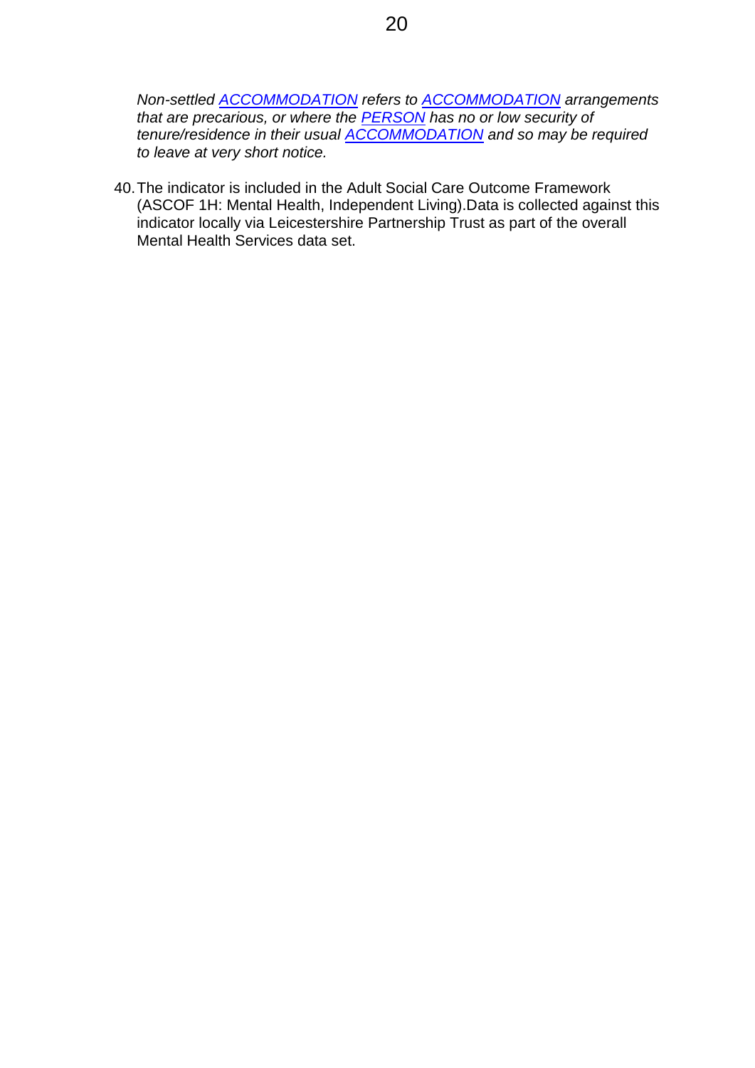*Non-settled ACCOMMODATION refers to ACCOMMODATION arrangements that are precarious, or where the PERSON has no or low security of tenure/residence in their usual ACCOMMODATION and so may be required to leave at very short notice.*

40. The indicator is included in the Adult Social Care Outcome Framework (ASCOF 1H: Mental Health, Independent Living).Data is collected against this indicator locally via Leicestershire Partnership Trust as part of the overall Mental Health Services data set.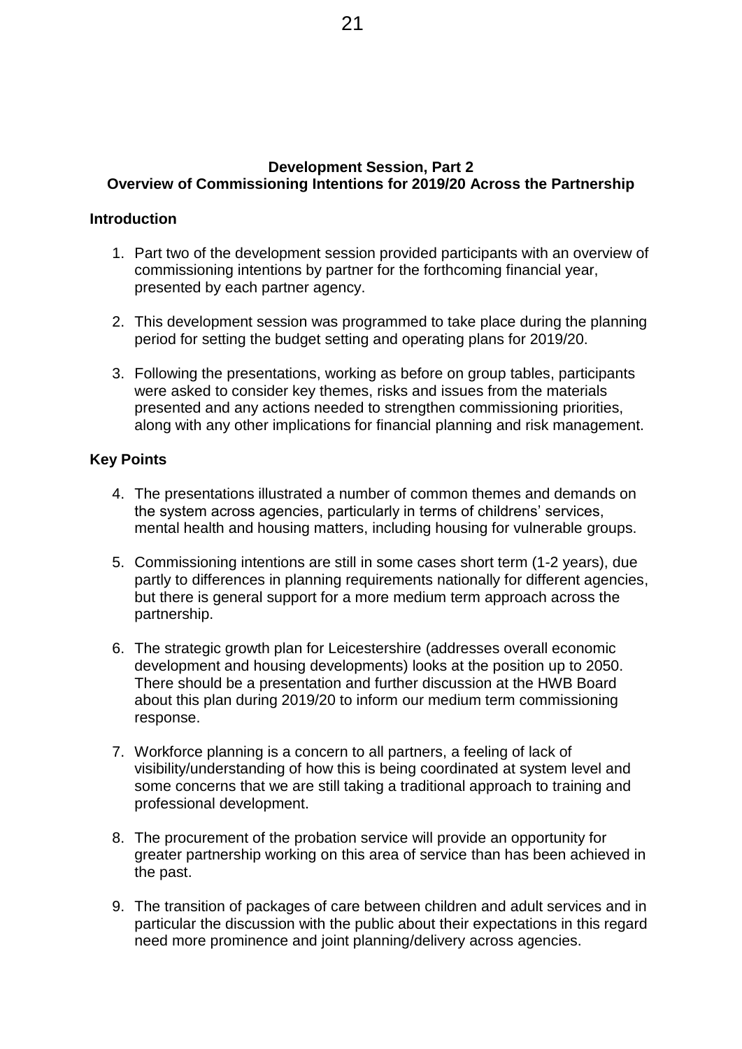## Development Session, Part 2
## Overview of Commissioning Intentions for 2019/20 Across the Partnership

### Introduction

1. Part two of the development session provided participants with an overview of commissioning intentions by partner for the forthcoming financial year, presented by each partner agency.

2. This development session was programmed to take place during the planning period for setting the budget setting and operating plans for 2019/20.

3. Following the presentations, working as before on group tables, participants were asked to consider key themes, risks and issues from the materials presented and any actions needed to strengthen commissioning priorities, along with any other implications for financial planning and risk management.

### Key Points

4. The presentations illustrated a number of common themes and demands on the system across agencies, particularly in terms of childrens' services, mental health and housing matters, including housing for vulnerable groups.

5. Commissioning intentions are still in some cases short term (1-2 years), due partly to differences in planning requirements nationally for different agencies, but there is general support for a more medium term approach across the partnership.

6. The strategic growth plan for Leicestershire (addresses overall economic development and housing developments) looks at the position up to 2050. There should be a presentation and further discussion at the HWB Board about this plan during 2019/20 to inform our medium term commissioning response.

7. Workforce planning is a concern to all partners, a feeling of lack of visibility/understanding of how this is being coordinated at system level and some concerns that we are still taking a traditional approach to training and professional development.

8. The procurement of the probation service will provide an opportunity for greater partnership working on this area of service than has been achieved in the past.

9. The transition of packages of care between children and adult services and in particular the discussion with the public about their expectations in this regard need more prominence and joint planning/delivery across agencies.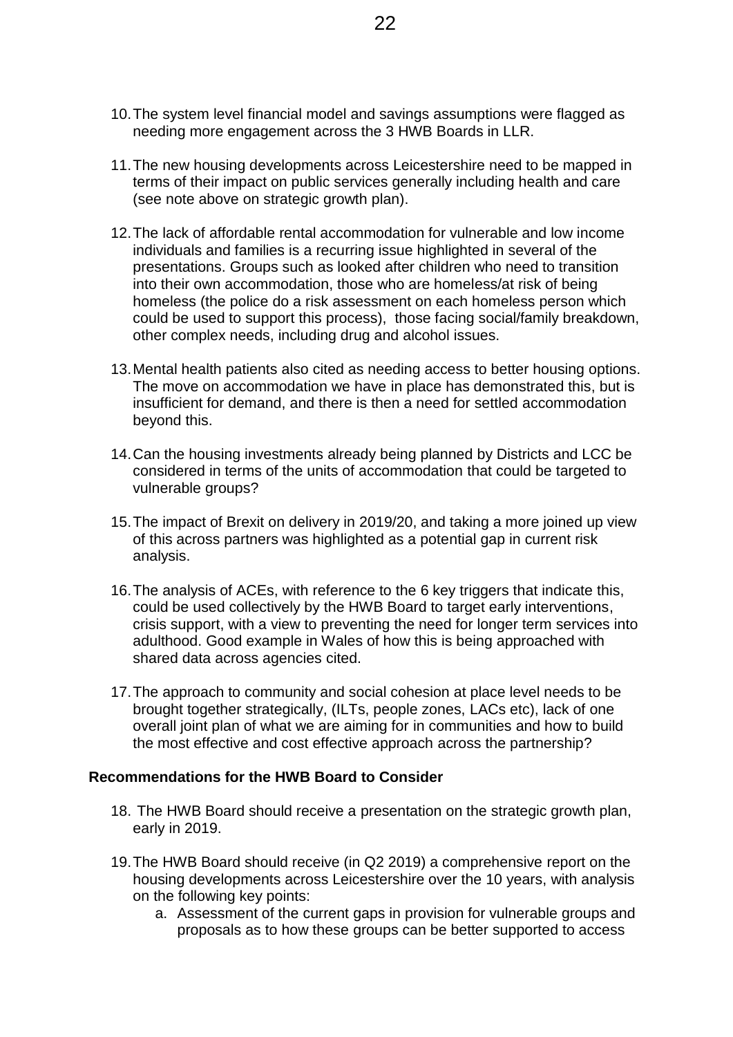10. The system level financial model and savings assumptions were flagged as needing more engagement across the 3 HWB Boards in LLR.

11. The new housing developments across Leicestershire need to be mapped in terms of their impact on public services generally including health and care (see note above on strategic growth plan).

12. The lack of affordable rental accommodation for vulnerable and low income individuals and families is a recurring issue highlighted in several of the presentations. Groups such as looked after children who need to transition into their own accommodation, those who are homeless/at risk of being homeless (the police do a risk assessment on each homeless person which could be used to support this process), those facing social/family breakdown, other complex needs, including drug and alcohol issues.

13. Mental health patients also cited as needing access to better housing options. The move on accommodation we have in place has demonstrated this, but is insufficient for demand, and there is then a need for settled accommodation beyond this.

14. Can the housing investments already being planned by Districts and LCC be considered in terms of the units of accommodation that could be targeted to vulnerable groups?

15. The impact of Brexit on delivery in 2019/20, and taking a more joined up view of this across partners was highlighted as a potential gap in current risk analysis.

16. The analysis of ACEs, with reference to the 6 key triggers that indicate this, could be used collectively by the HWB Board to target early interventions, crisis support, with a view to preventing the need for longer term services into adulthood. Good example in Wales of how this is being approached with shared data across agencies cited.

17. The approach to community and social cohesion at place level needs to be brought together strategically, (ILTs, people zones, LACs etc), lack of one overall joint plan of what we are aiming for in communities and how to build the most effective and cost effective approach across the partnership?

**Recommendations for the HWB Board to Consider**

18. The HWB Board should receive a presentation on the strategic growth plan, early in 2019.

19. The HWB Board should receive (in Q2 2019) a comprehensive report on the housing developments across Leicestershire over the 10 years, with analysis on the following key points:
    a. Assessment of the current gaps in provision for vulnerable groups and proposals as to how these groups can be better supported to access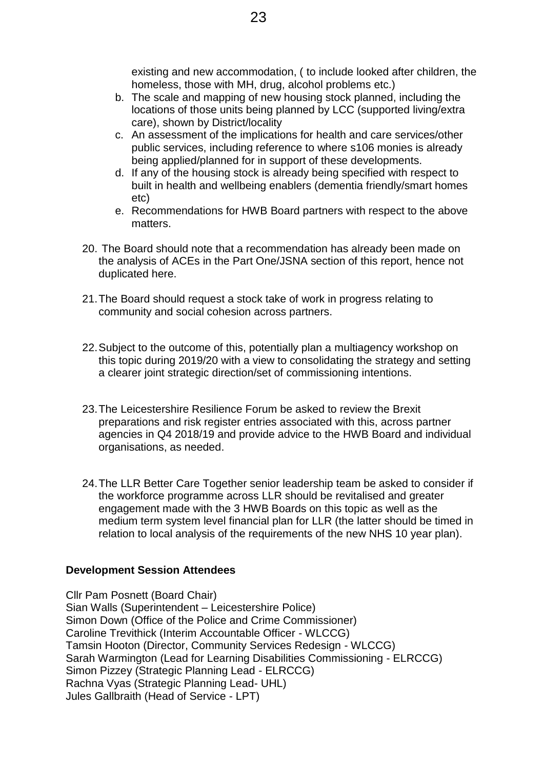existing and new accommodation, ( to include looked after children, the homeless, those with MH, drug, alcohol problems etc.)

b. The scale and mapping of new housing stock planned, including the locations of those units being planned by LCC (supported living/extra care), shown by District/locality
c. An assessment of the implications for health and care services/other public services, including reference to where s106 monies is already being applied/planned for in support of these developments.
d. If any of the housing stock is already being specified with respect to built in health and wellbeing enablers (dementia friendly/smart homes etc)
e. Recommendations for HWB Board partners with respect to the above matters.

20. The Board should note that a recommendation has already been made on the analysis of ACEs in the Part One/JSNA section of this report, hence not duplicated here.

21. The Board should request a stock take of work in progress relating to community and social cohesion across partners.

22. Subject to the outcome of this, potentially plan a multiagency workshop on this topic during 2019/20 with a view to consolidating the strategy and setting a clearer joint strategic direction/set of commissioning intentions.

23. The Leicestershire Resilience Forum be asked to review the Brexit preparations and risk register entries associated with this, across partner agencies in Q4 2018/19 and provide advice to the HWB Board and individual organisations, as needed.

24. The LLR Better Care Together senior leadership team be asked to consider if the workforce programme across LLR should be revitalised and greater engagement made with the 3 HWB Boards on this topic as well as the medium term system level financial plan for LLR (the latter should be timed in relation to local analysis of the requirements of the new NHS 10 year plan).

**Development Session Attendees**

Cllr Pam Posnett (Board Chair)
Sian Walls (Superintendent – Leicestershire Police)
Simon Down (Office of the Police and Crime Commissioner)
Caroline Trevithick (Interim Accountable Officer - WLCCG)
Tamsin Hooton (Director, Community Services Redesign - WLCCG)
Sarah Warmington (Lead for Learning Disabilities Commissioning - ELRCCG)
Simon Pizzey (Strategic Planning Lead - ELRCCG)
Rachna Vyas (Strategic Planning Lead- UHL)
Jules Gallbraith (Head of Service - LPT)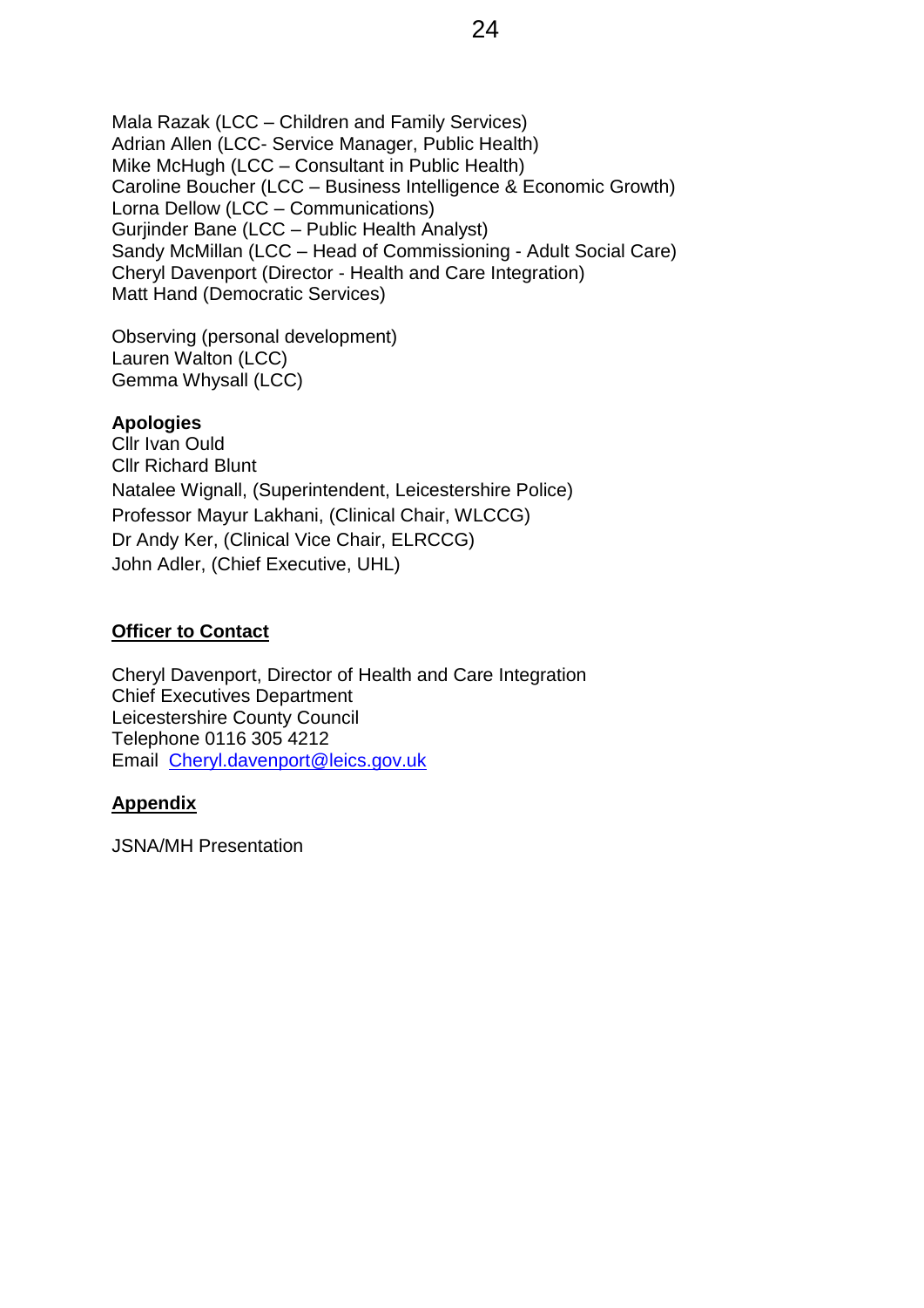Mala Razak (LCC – Children and Family Services)
Adrian Allen (LCC- Service Manager, Public Health)
Mike McHugh (LCC – Consultant in Public Health)
Caroline Boucher (LCC – Business Intelligence & Economic Growth)
Lorna Dellow (LCC – Communications)
Gurjinder Bane (LCC – Public Health Analyst)
Sandy McMillan (LCC – Head of Commissioning - Adult Social Care)
Cheryl Davenport (Director - Health and Care Integration)
Matt Hand (Democratic Services)

Observing (personal development)
Lauren Walton (LCC)
Gemma Whysall (LCC)

**Apologies**
Cllr Ivan Ould
Cllr Richard Blunt
Natalee Wignall, (Superintendent, Leicestershire Police)
Professor Mayur Lakhani, (Clinical Chair, WLCCG)
Dr Andy Ker, (Clinical Vice Chair, ELRCCG)
John Adler, (Chief Executive, UHL)

**Officer to Contact**

Cheryl Davenport, Director of Health and Care Integration
Chief Executives Department
Leicestershire County Council
Telephone 0116 305 4212
Email Cheryl.davenport@leics.gov.uk

**Appendix**

JSNA/MH Presentation